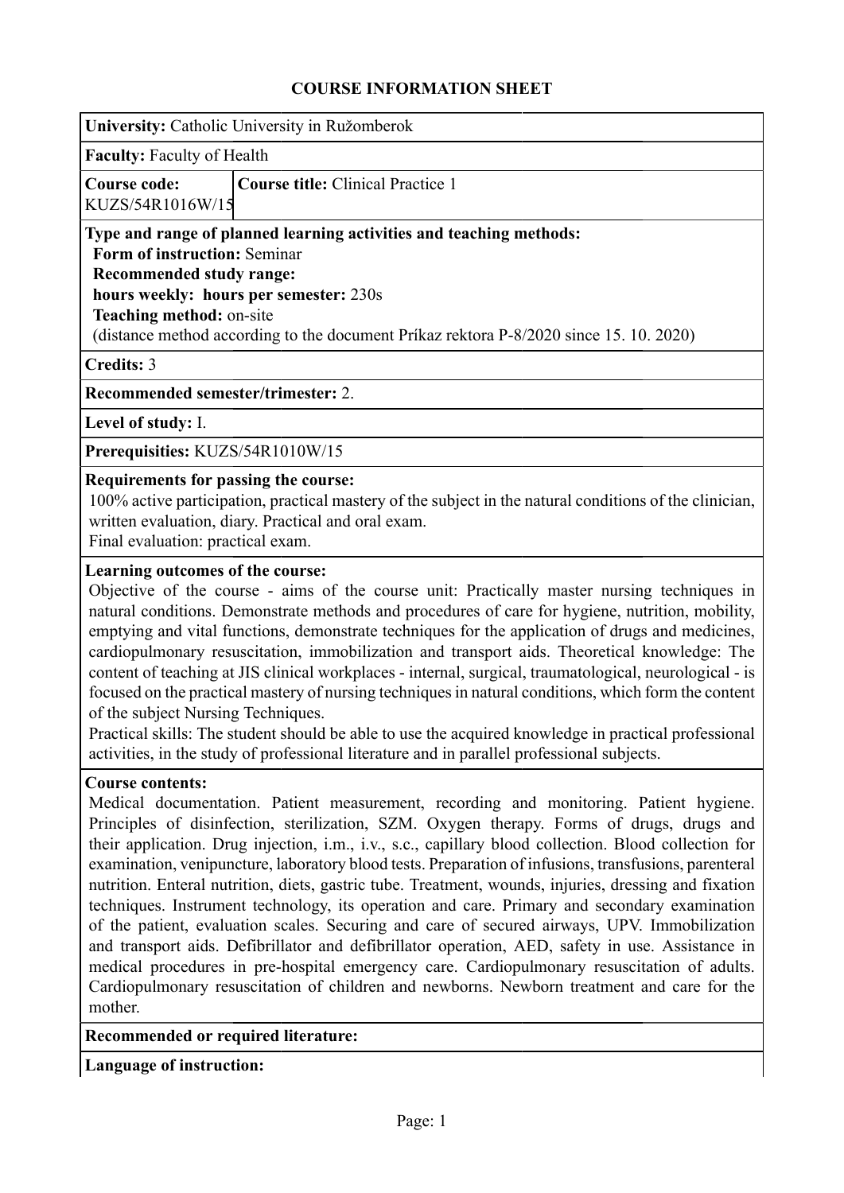# COURSE INFORMATION SHEET

**University:** Catholic University in Ružomberok

**Faculty:** Faculty of Health

**Course code:** KUZS/54R1016W/15

**Course title:** Clinical Practice 1

**Type and range of planned learning activities and teaching methods:**
**Form of instruction:** Seminar
**Recommended study range:**
**hours weekly: hours per semester:** 230s
**Teaching method:** on-site
(distance method according to the document Príkaz rektora P-8/2020 since 15. 10. 2020)

**Credits:** 3

**Recommended semester/trimester:** 2.

**Level of study:** I.

**Prerequisities:** KUZS/54R1010W/15

**Requirements for passing the course:**
100% active participation, practical mastery of the subject in the natural conditions of the clinician, written evaluation, diary. Practical and oral exam.
Final evaluation: practical exam.

**Learning outcomes of the course:**
Objective of the course - aims of the course unit: Practically master nursing techniques in natural conditions. Demonstrate methods and procedures of care for hygiene, nutrition, mobility, emptying and vital functions, demonstrate techniques for the application of drugs and medicines, cardiopulmonary resuscitation, immobilization and transport aids. Theoretical knowledge: The content of teaching at JIS clinical workplaces - internal, surgical, traumatological, neurological - is focused on the practical mastery of nursing techniques in natural conditions, which form the content of the subject Nursing Techniques.
Practical skills: The student should be able to use the acquired knowledge in practical professional activities, in the study of professional literature and in parallel professional subjects.

**Course contents:**
Medical documentation. Patient measurement, recording and monitoring. Patient hygiene. Principles of disinfection, sterilization, SZM. Oxygen therapy. Forms of drugs, drugs and their application. Drug injection, i.m., i.v., s.c., capillary blood collection. Blood collection for examination, venipuncture, laboratory blood tests. Preparation of infusions, transfusions, parenteral nutrition. Enteral nutrition, diets, gastric tube. Treatment, wounds, injuries, dressing and fixation techniques. Instrument technology, its operation and care. Primary and secondary examination of the patient, evaluation scales. Securing and care of secured airways, UPV. Immobilization and transport aids. Defibrillator and defibrillator operation, AED, safety in use. Assistance in medical procedures in pre-hospital emergency care. Cardiopulmonary resuscitation of adults. Cardiopulmonary resuscitation of children and newborns. Newborn treatment and care for the mother.

**Recommended or required literature:**

**Language of instruction:**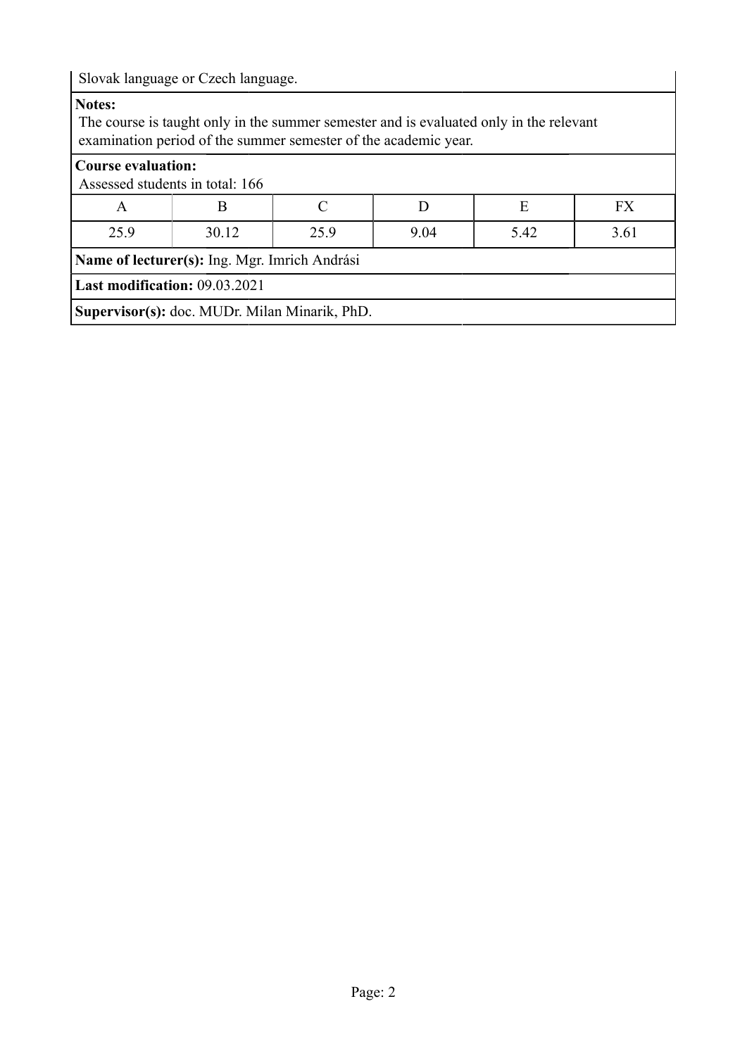Slovak language or Czech language.

**Notes:**
The course is taught only in the summer semester and is evaluated only in the relevant examination period of the summer semester of the academic year.

**Course evaluation:**
Assessed students in total: 166

| A | B | C | D | E | FX |
|---|---|---|---|---|---|
| 25.9 | 30.12 | 25.9 | 9.04 | 5.42 | 3.61 |

**Name of lecturer(s):** Ing. Mgr. Imrich Andrási

**Last modification:** 09.03.2021

**Supervisor(s):** doc. MUDr. Milan Minarik, PhD.